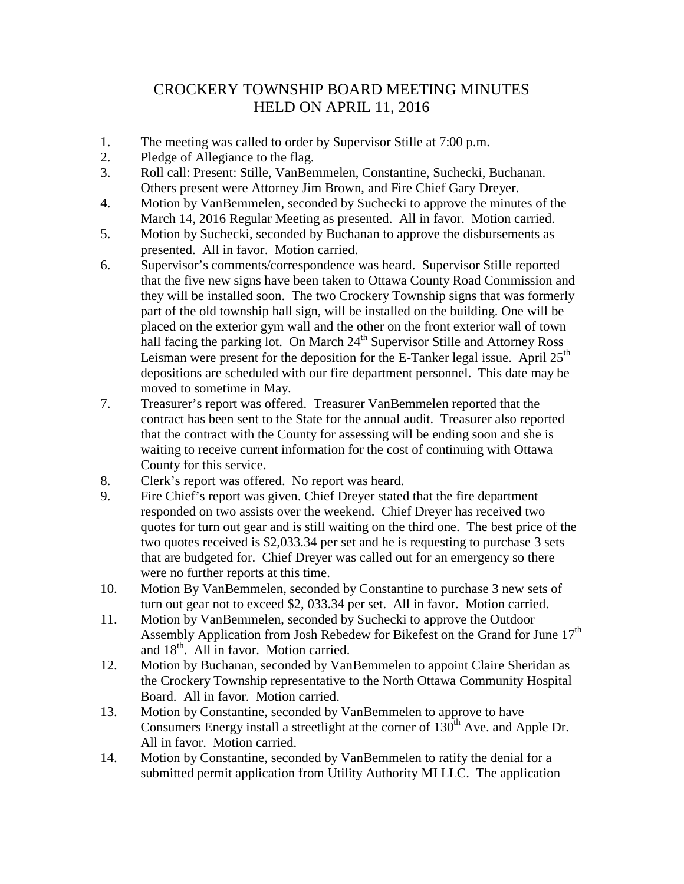# CROCKERY TOWNSHIP BOARD MEETING MINUTES
# HELD ON APRIL 11, 2016

1. The meeting was called to order by Supervisor Stille at 7:00 p.m.
2. Pledge of Allegiance to the flag.
3. Roll call: Present: Stille, VanBemmelen, Constantine, Suchecki, Buchanan. Others present were Attorney Jim Brown, and Fire Chief Gary Dreyer.
4. Motion by VanBemmelen, seconded by Suchecki to approve the minutes of the March 14, 2016 Regular Meeting as presented. All in favor. Motion carried.
5. Motion by Suchecki, seconded by Buchanan to approve the disbursements as presented. All in favor. Motion carried.
6. Supervisor's comments/correspondence was heard. Supervisor Stille reported that the five new signs have been taken to Ottawa County Road Commission and they will be installed soon. The two Crockery Township signs that was formerly part of the old township hall sign, will be installed on the building. One will be placed on the exterior gym wall and the other on the front exterior wall of town hall facing the parking lot. On March 24th Supervisor Stille and Attorney Ross Leisman were present for the deposition for the E-Tanker legal issue. April 25th depositions are scheduled with our fire department personnel. This date may be moved to sometime in May.
7. Treasurer's report was offered. Treasurer VanBemmelen reported that the contract has been sent to the State for the annual audit. Treasurer also reported that the contract with the County for assessing will be ending soon and she is waiting to receive current information for the cost of continuing with Ottawa County for this service.
8. Clerk's report was offered. No report was heard.
9. Fire Chief's report was given. Chief Dreyer stated that the fire department responded on two assists over the weekend. Chief Dreyer has received two quotes for turn out gear and is still waiting on the third one. The best price of the two quotes received is $2,033.34 per set and he is requesting to purchase 3 sets that are budgeted for. Chief Dreyer was called out for an emergency so there were no further reports at this time.
10. Motion By VanBemmelen, seconded by Constantine to purchase 3 new sets of turn out gear not to exceed $2, 033.34 per set. All in favor. Motion carried.
11. Motion by VanBemmelen, seconded by Suchecki to approve the Outdoor Assembly Application from Josh Rebedew for Bikefest on the Grand for June 17th and 18th. All in favor. Motion carried.
12. Motion by Buchanan, seconded by VanBemmelen to appoint Claire Sheridan as the Crockery Township representative to the North Ottawa Community Hospital Board. All in favor. Motion carried.
13. Motion by Constantine, seconded by VanBemmelen to approve to have Consumers Energy install a streetlight at the corner of 130th Ave. and Apple Dr. All in favor. Motion carried.
14. Motion by Constantine, seconded by VanBemmelen to ratify the denial for a submitted permit application from Utility Authority MI LLC. The application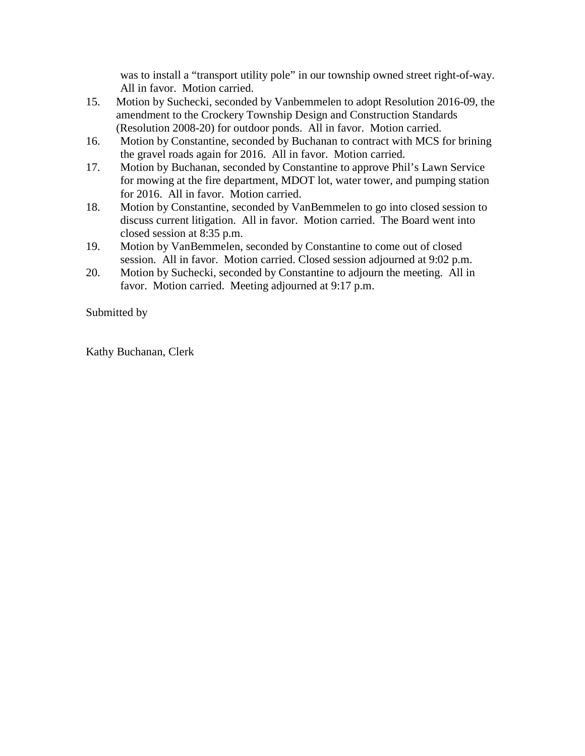was to install a "transport utility pole" in our township owned street right-of-way. All in favor. Motion carried.

15. Motion by Suchecki, seconded by Vanbemmelen to adopt Resolution 2016-09, the amendment to the Crockery Township Design and Construction Standards (Resolution 2008-20) for outdoor ponds. All in favor. Motion carried.
16. Motion by Constantine, seconded by Buchanan to contract with MCS for brining the gravel roads again for 2016. All in favor. Motion carried.
17. Motion by Buchanan, seconded by Constantine to approve Phil's Lawn Service for mowing at the fire department, MDOT lot, water tower, and pumping station for 2016. All in favor. Motion carried.
18. Motion by Constantine, seconded by VanBemmelen to go into closed session to discuss current litigation. All in favor. Motion carried. The Board went into closed session at 8:35 p.m.
19. Motion by VanBemmelen, seconded by Constantine to come out of closed session. All in favor. Motion carried. Closed session adjourned at 9:02 p.m.
20. Motion by Suchecki, seconded by Constantine to adjourn the meeting. All in favor. Motion carried. Meeting adjourned at 9:17 p.m.

Submitted by

Kathy Buchanan, Clerk